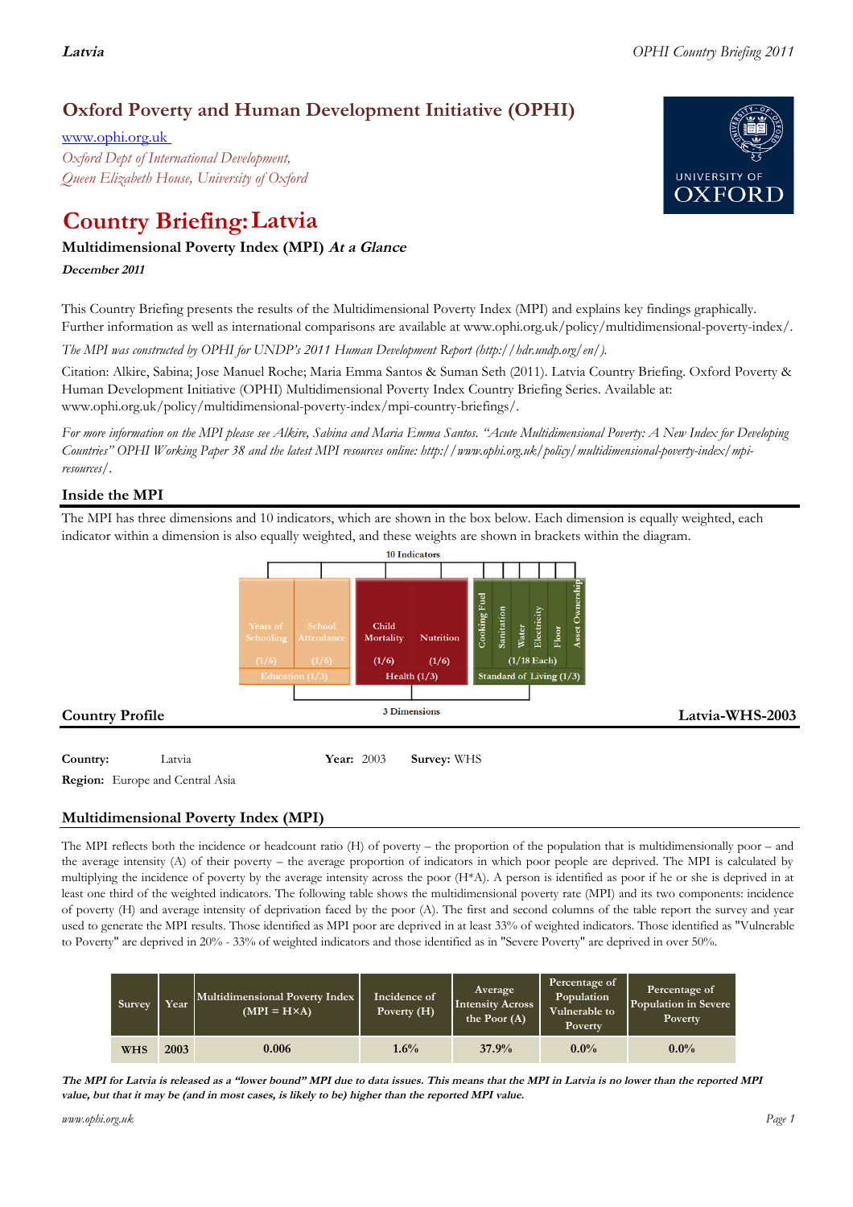# Oxford Poverty and Human Development Initiative (OPHI)

www.ophi.org.uk

*Oxford Dept of International Development,*
*Queen Elizabeth House, University of Oxford*

# Country Briefing: Latvia

### Multidimensional Poverty Index (MPI) *At a Glance*

***December 2011***

This Country Briefing presents the results of the Multidimensional Poverty Index (MPI) and explains key findings graphically. Further information as well as international comparisons are available at www.ophi.org.uk/policy/multidimensional-poverty-index/.

*The MPI was constructed by OPHI for UNDP's 2011 Human Development Report (http://hdr.undp.org/en/).*

Citation: Alkire, Sabina; Jose Manuel Roche; Maria Emma Santos & Suman Seth (2011). Latvia Country Briefing. Oxford Poverty & Human Development Initiative (OPHI) Multidimensional Poverty Index Country Briefing Series. Available at: www.ophi.org.uk/policy/multidimensional-poverty-index/mpi-country-briefings/.

*For more information on the MPI please see Alkire, Sabina and Maria Emma Santos. "Acute Multidimensional Poverty: A New Index for Developing Countries" OPHI Working Paper 38 and the latest MPI resources online: http://www.ophi.org.uk/policy/multidimensional-poverty-index/mpi-resources/.*

## Inside the MPI

The MPI has three dimensions and 10 indicators, which are shown in the box below. Each dimension is equally weighted, each indicator within a dimension is also equally weighted, and these weights are shown in brackets within the diagram.

10 Indicators

| Years of Schooling (1/6) | School Attendance (1/6) | Child Mortality (1/6) | Nutrition (1/6) | Cooking Fuel | Sanitation | Water | Electricity | Floor | Asset Ownership |
|---|---|---|---|---|---|---|---|---|---|
| Education (1/3) | | Health (1/3) | | Standard of Living (1/3) (1/18 Each) | | | | | |

3 Dimensions

## Country Profile

**Latvia-WHS-2003**

**Country:** Latvia **Year:** 2003 **Survey:** WHS

**Region:** Europe and Central Asia

## Multidimensional Poverty Index (MPI)

The MPI reflects both the incidence or headcount ratio (H) of poverty – the proportion of the population that is multidimensionally poor – and the average intensity (A) of their poverty – the average proportion of indicators in which poor people are deprived. The MPI is calculated by multiplying the incidence of poverty by the average intensity across the poor (H*A). A person is identified as poor if he or she is deprived in at least one third of the weighted indicators. The following table shows the multidimensional poverty rate (MPI) and its two components: incidence of poverty (H) and average intensity of deprivation faced by the poor (A). The first and second columns of the table report the survey and year used to generate the MPI results. Those identified as MPI poor are deprived in at least 33% of weighted indicators. Those identified as "Vulnerable to Poverty" are deprived in 20% - 33% of weighted indicators and those identified as in "Severe Poverty" are deprived in over 50%.

| Survey | Year | Multidimensional Poverty Index (MPI = H×A) | Incidence of Poverty (H) | Average Intensity Across the Poor (A) | Percentage of Population Vulnerable to Poverty | Percentage of Population in Severe Poverty |
|---|---|---|---|---|---|---|
| WHS | 2003 | 0.006 | 1.6% | 37.9% | 0.0% | 0.0% |

***The MPI for Latvia is released as a "lower bound" MPI due to data issues. This means that the MPI in Latvia is no lower than the reported MPI value, but that it may be (and in most cases, is likely to be) higher than the reported MPI value.***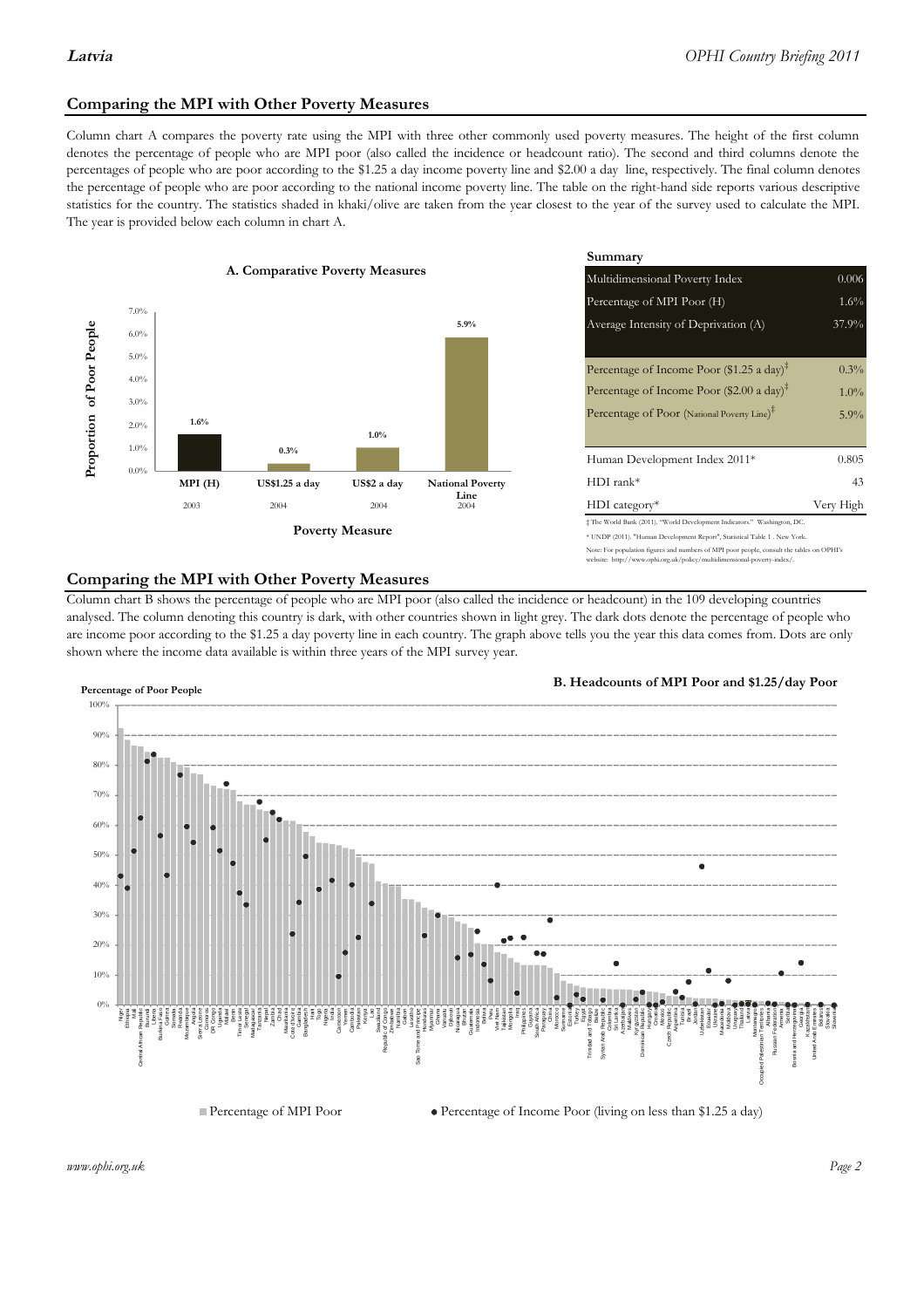## Comparing the MPI with Other Poverty Measures

Column chart A compares the poverty rate using the MPI with three other commonly used poverty measures. The height of the first column denotes the percentage of people who are MPI poor (also called the incidence or headcount ratio). The second and third columns denote the percentages of people who are poor according to the $1.25 a day income poverty line and $2.00 a day line, respectively. The final column denotes the percentage of people who are poor according to the national income poverty line. The table on the right-hand side reports various descriptive statistics for the country. The statistics shaded in khaki/olive are taken from the year closest to the year of the survey used to calculate the MPI. The year is provided below each column in chart A.

**A. Comparative Poverty Measures**

| Poverty Measure | Proportion of Poor People | Year |
|---|---|---|
| MPI (H) | 1.6% | 2003 |
| US$1.25 a day | 0.3% | 2004 |
| US$2 a day | 1.0% | 2004 |
| National Poverty Line | 5.9% | 2004 |

**Summary**

| | |
|---|---|
| Multidimensional Poverty Index | 0.006 |
| Percentage of MPI Poor (H) | 1.6% |
| Average Intensity of Deprivation (A) | 37.9% |
| Percentage of Income Poor ($1.25 a day)‡ | 0.3% |
| Percentage of Income Poor ($2.00 a day)‡ | 1.0% |
| Percentage of Poor (National Poverty Line)‡ | 5.9% |
| Human Development Index 2011* | 0.805 |
| HDI rank* | 43 |
| HDI category* | Very High |

‡ The World Bank (2011). "World Development Indicators." Washington, DC.

* UNDP (2011). "Human Development Report", Statistical Table 1 . New York.

Note: For population figures and numbers of MPI poor people, consult the tables on OPHI's website: http://www.ophi.org.uk/policy/multidimensional-poverty-index/.

## Comparing the MPI with Other Poverty Measures

Column chart B shows the percentage of people who are MPI poor (also called the incidence or headcount) in the 109 developing countries analysed. The column denoting this country is dark, with other countries shown in light grey. The dark dots denote the percentage of people who are income poor according to the $1.25 a day poverty line in each country. The graph above tells you the year this data comes from. Dots are only shown where the income data available is within three years of the MPI survey year.

**B. Headcounts of MPI Poor and $1.25/day Poor**

Percentage of Poor People

Niger, Ethiopia, Mali, Central African Republic, Burundi, Liberia, Burkina Faso, Guinea, Somalia, Rwanda, Mozambique, Angola, Sierra Leone, Comoros, DR Congo, Uganda, Malawi, Benin, Timor-Leste, Senegal, Madagascar, Tanzania, Nepal, Zambia, Chad, Mauritania, Cote d'Ivoire, Gambia, Bangladesh, Haiti, Togo, Nigeria, India, Cameroon, Yemen, Cambodia, Pakistan, Kenya, Lao, Swaziland, Republic of Congo, Zimbabwe, Namibia, Gabon, Lesotho, Sao Tome and Principe, Honduras, Myanmar, Ghana, Vanuatu, Djibouti, Nicaragua, Bhutan, Guatemala, Indonesia, Bolivia, Peru, Viet Nam, Tajikistan, Mongolia, Iraq, Philippines, Guyana, South Africa, Paraguay, China, Morocco, Suriname, Estonia, Turkey, Egypt, Belize, Trinidad and Tobago, Syrian Arab Republic, Colombia, Sri Lanka, Azerbaijan, Maldives, Kyrgyzstan, Dominican Republic, Hungary, Croatia, Mexico, Czech Republic, Argentina, Tunisia, Brazil, Jordan, Uzbekistan, Ecuador, Ukraine, Macedonia, Moldova, Uruguay, Thailand, Latvia, Montenegro, Occupied Palestinian Territories, Albania, Russian Federation, Armenia, Serbia, Bosnia and Herzegovina, Georgia, Kazakhstan, United Arab Emirates, Belarus, Slovakia, Slovenia

■ Percentage of MPI Poor ● Percentage of Income Poor (living on less than $1.25 a day)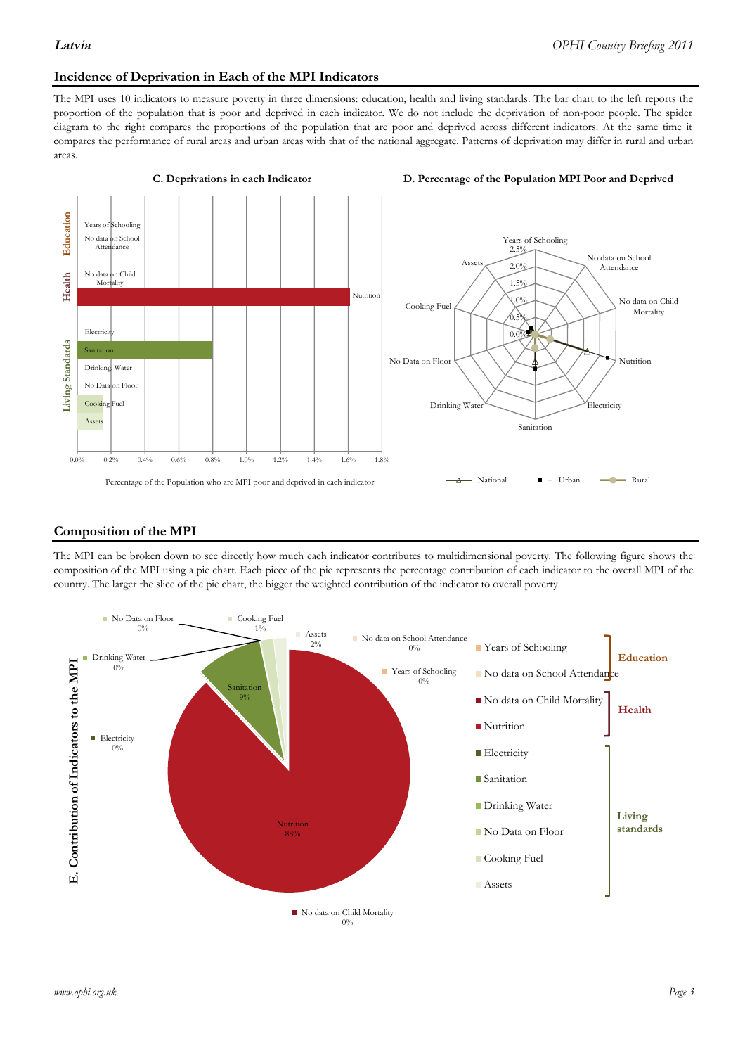## Incidence of Deprivation in Each of the MPI Indicators

The MPI uses 10 indicators to measure poverty in three dimensions: education, health and living standards. The bar chart to the left reports the proportion of the population that is poor and deprived in each indicator. We do not include the deprivation of non-poor people. The spider diagram to the right compares the proportions of the population that are poor and deprived across different indicators. At the same time it compares the performance of rural areas and urban areas with that of the national aggregate. Patterns of deprivation may differ in rural and urban areas.

**C. Deprivations in each Indicator**

Education: Years of Schooling; No data on School Attendance
Health: No data on Child Mortality; Nutrition
Living Standards: Electricity; Sanitation; Drinking Water; No Data on Floor; Cooking Fuel; Assets

0.0% 0.2% 0.4% 0.6% 0.8% 1.0% 1.2% 1.4% 1.6% 1.8%

Percentage of the Population who are MPI poor and deprived in each indicator

**D. Percentage of the Population MPI Poor and Deprived**

Years of Schooling; No data on School Attendance; No data on Child Mortality; Nutrition; Electricity; Sanitation; Drinking Water; No Data on Floor; Cooking Fuel; Assets

0.0% 0.5% 1.0% 1.5% 2.0% 2.5%

National — Urban — Rural

## Composition of the MPI

The MPI can be broken down to see directly how much each indicator contributes to multidimensional poverty. The following figure shows the composition of the MPI using a pie chart. Each piece of the pie represents the percentage contribution of each indicator to the overall MPI of the country. The larger the slice of the pie chart, the bigger the weighted contribution of the indicator to overall poverty.

**E. Contribution of Indicators to the MPI**

| Indicator | Contribution |
|---|---|
| Years of Schooling | 0% |
| No data on School Attendance | 0% |
| No data on Child Mortality | 0% |
| Nutrition | 88% |
| Electricity | 0% |
| Sanitation | 9% |
| Drinking Water | 0% |
| No Data on Floor | 0% |
| Cooking Fuel | 1% |
| Assets | 2% |

Education: Years of Schooling; No data on School Attendance
Health: No data on Child Mortality; Nutrition
Living standards: Electricity; Sanitation; Drinking Water; No Data on Floor; Cooking Fuel; Assets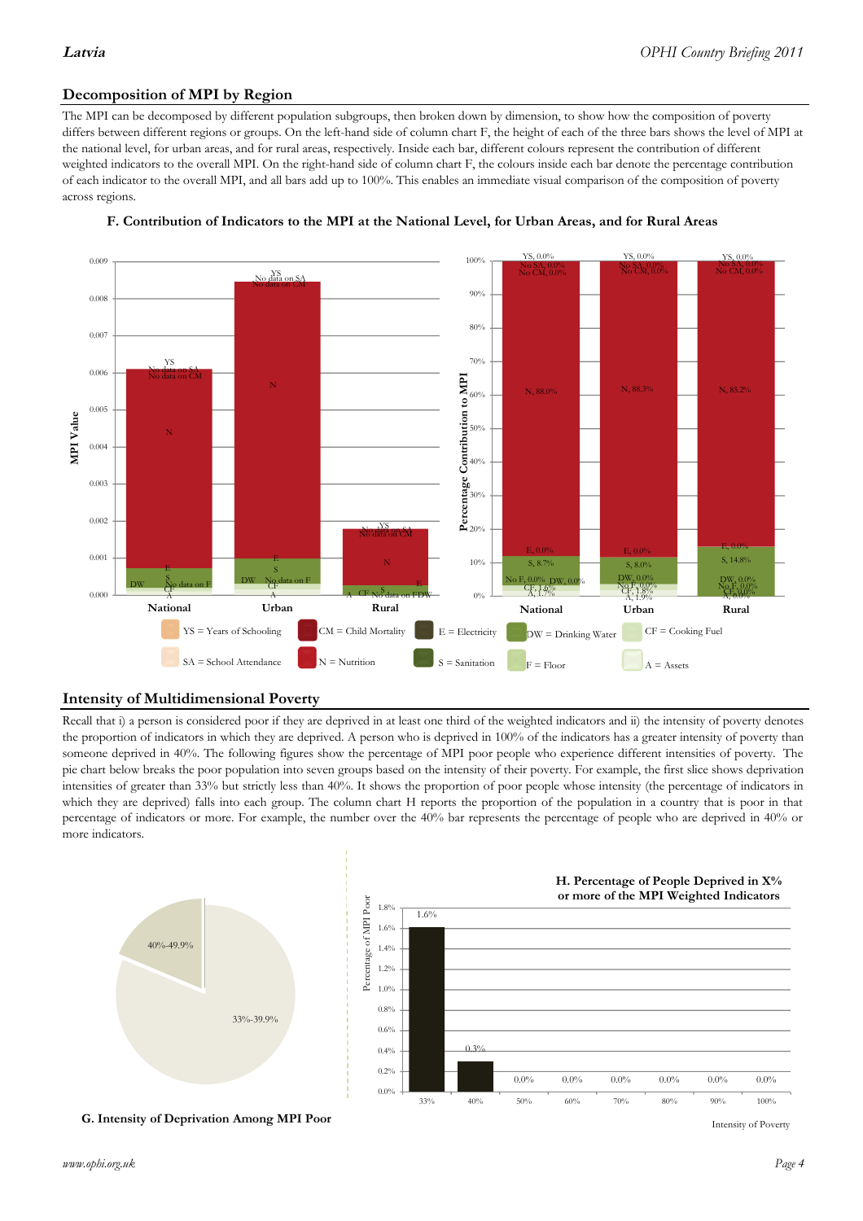## Decomposition of MPI by Region

The MPI can be decomposed by different population subgroups, then broken down by dimension, to show how the composition of poverty differs between different regions or groups. On the left-hand side of column chart F, the height of each of the three bars shows the level of MPI at the national level, for urban areas, and for rural areas, respectively. Inside each bar, different colours represent the contribution of different weighted indicators to the overall MPI. On the right-hand side of column chart F, the colours inside each bar denote the percentage contribution of each indicator to the overall MPI, and all bars add up to 100%. This enables an immediate visual comparison of the composition of poverty across regions.

**F. Contribution of Indicators to the MPI at the National Level, for Urban Areas, and for Rural Areas**

MPI Value
0.009
0.008
0.007
0.006
0.005
0.004
0.003
0.002
0.001
0.000

National: YS, No data on SA, No data on CM, N, E, S, CF, A, DW, No data on F
Urban: YS, No data on SA, No data on CM, N, E, S, CF, A, DW, No data on F
Rural: YS, No data on SA, No data on CM, N, E, S, CF, No data on FDW, A

Percentage Contribution to MPI
100%
90%
80%
70%
60%
50%
40%
30%
20%
10%
0%

National: YS, 0.0%; No SA, 0.0%; No CM, 0.0%; N, 88.0%; E, 0.0%; S, 8.7%; No F, 0.0%; DW, 0.0%; CF, 1.6%; A, 1.7%
Urban: YS, 0.0%; No SA, 0.0%; No CM, 0.0%; N, 88.3%; E, 0.0%; S, 8.0%; DW, 0.0%; No F, 0.0%; CF, 1.8%; A, 1.9%
Rural: YS, 0.0%; No SA, 0.0%; No CM, 0.0%; N, 85.2%; E, 0.0%; S, 14.8%; DW, 0.0%; No F, 0.0%; CF, 0.0%; A, 0.0%

YS = Years of Schooling
CM = Child Mortality
E = Electricity
DW = Drinking Water
CF = Cooking Fuel
SA = School Attendance
N = Nutrition
S = Sanitation
F = Floor
A = Assets

## Intensity of Multidimensional Poverty

Recall that i) a person is considered poor if they are deprived in at least one third of the weighted indicators and ii) the intensity of poverty denotes the proportion of indicators in which they are deprived. A person who is deprived in 100% of the indicators has a greater intensity of poverty than someone deprived in 40%. The following figures show the percentage of MPI poor people who experience different intensities of poverty. The pie chart below breaks the poor population into seven groups based on the intensity of their poverty. For example, the first slice shows deprivation intensities of greater than 33% but strictly less than 40%. It shows the proportion of poor people whose intensity (the percentage of indicators in which they are deprived) falls into each group. The column chart H reports the proportion of the population in a country that is poor in that percentage of indicators or more. For example, the number over the 40% bar represents the percentage of people who are deprived in 40% or more indicators.

40%-49.9%
33%-39.9%

**G. Intensity of Deprivation Among MPI Poor**

**H. Percentage of People Deprived in X% or more of the MPI Weighted Indicators**

Percentage of MPI Poor
1.8%
1.6%
1.4%
1.2%
1.0%
0.8%
0.6%
0.4%
0.2%
0.0%

33%: 1.6%
40%: 0.3%
50%: 0.0%
60%: 0.0%
70%: 0.0%
80%: 0.0%
90%: 0.0%
100%: 0.0%

Intensity of Poverty